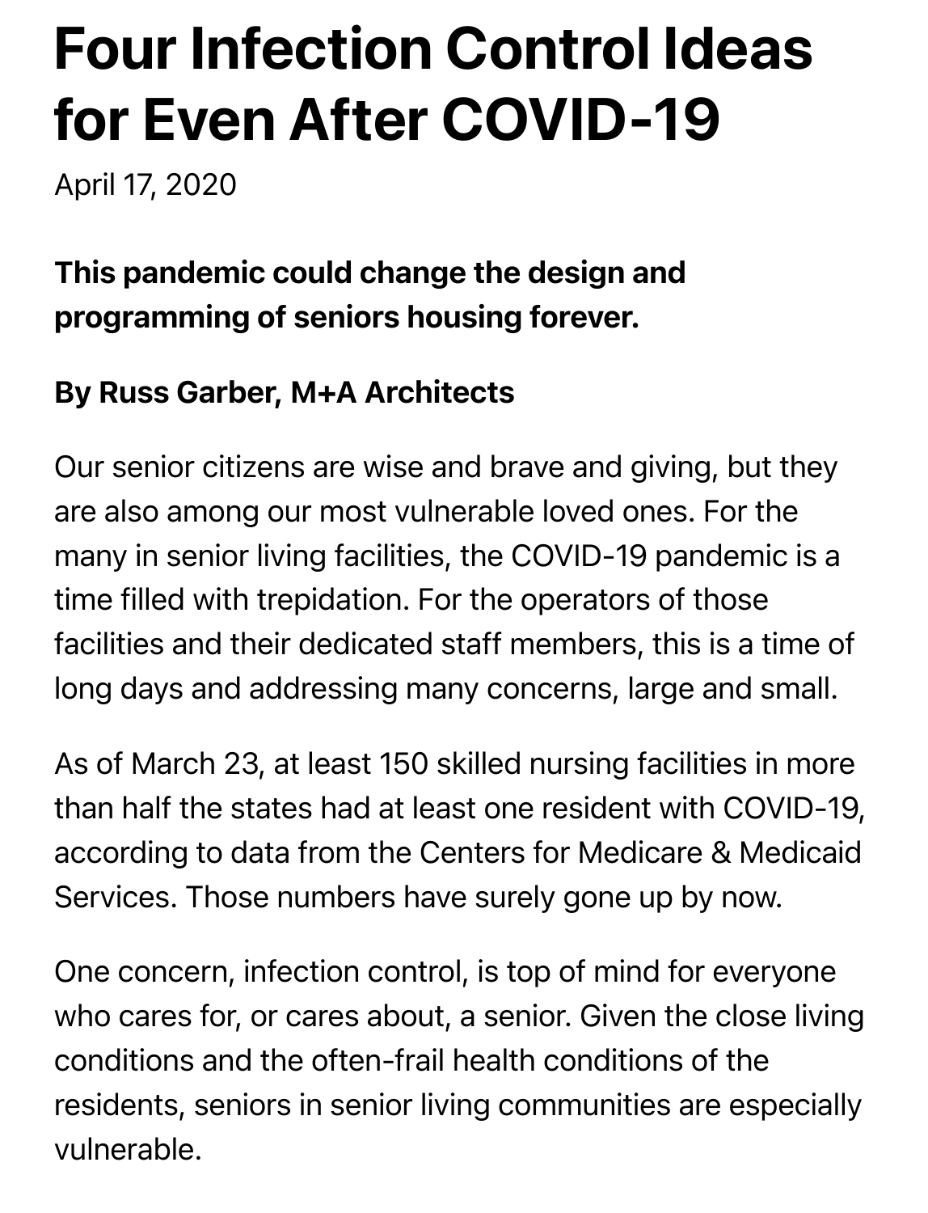# Four Infection Control Ideas for Even After COVID-19

April 17, 2020

**This pandemic could change the design and programming of seniors housing forever.**

**By Russ Garber, M+A Architects**

Our senior citizens are wise and brave and giving, but they are also among our most vulnerable loved ones. For the many in senior living facilities, the COVID-19 pandemic is a time filled with trepidation. For the operators of those facilities and their dedicated staff members, this is a time of long days and addressing many concerns, large and small.

As of March 23, at least 150 skilled nursing facilities in more than half the states had at least one resident with COVID-19, according to data from the Centers for Medicare & Medicaid Services. Those numbers have surely gone up by now.

One concern, infection control, is top of mind for everyone who cares for, or cares about, a senior. Given the close living conditions and the often-frail health conditions of the residents, seniors in senior living communities are especially vulnerable.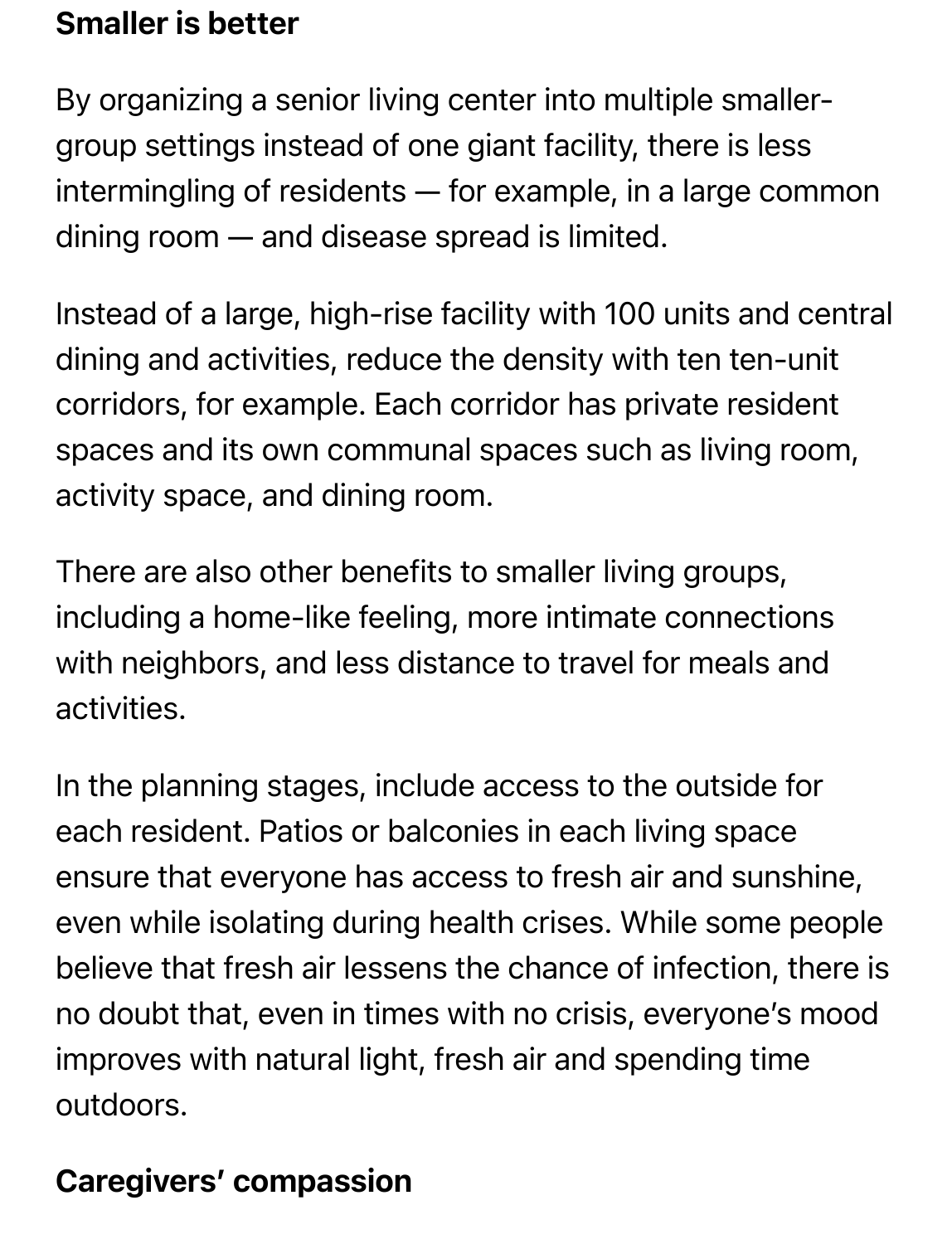## Smaller is better

By organizing a senior living center into multiple smaller-group settings instead of one giant facility, there is less intermingling of residents — for example, in a large common dining room — and disease spread is limited.

Instead of a large, high-rise facility with 100 units and central dining and activities, reduce the density with ten ten-unit corridors, for example. Each corridor has private resident spaces and its own communal spaces such as living room, activity space, and dining room.

There are also other benefits to smaller living groups, including a home-like feeling, more intimate connections with neighbors, and less distance to travel for meals and activities.

In the planning stages, include access to the outside for each resident. Patios or balconies in each living space ensure that everyone has access to fresh air and sunshine, even while isolating during health crises. While some people believe that fresh air lessens the chance of infection, there is no doubt that, even in times with no crisis, everyone's mood improves with natural light, fresh air and spending time outdoors.

## Caregivers' compassion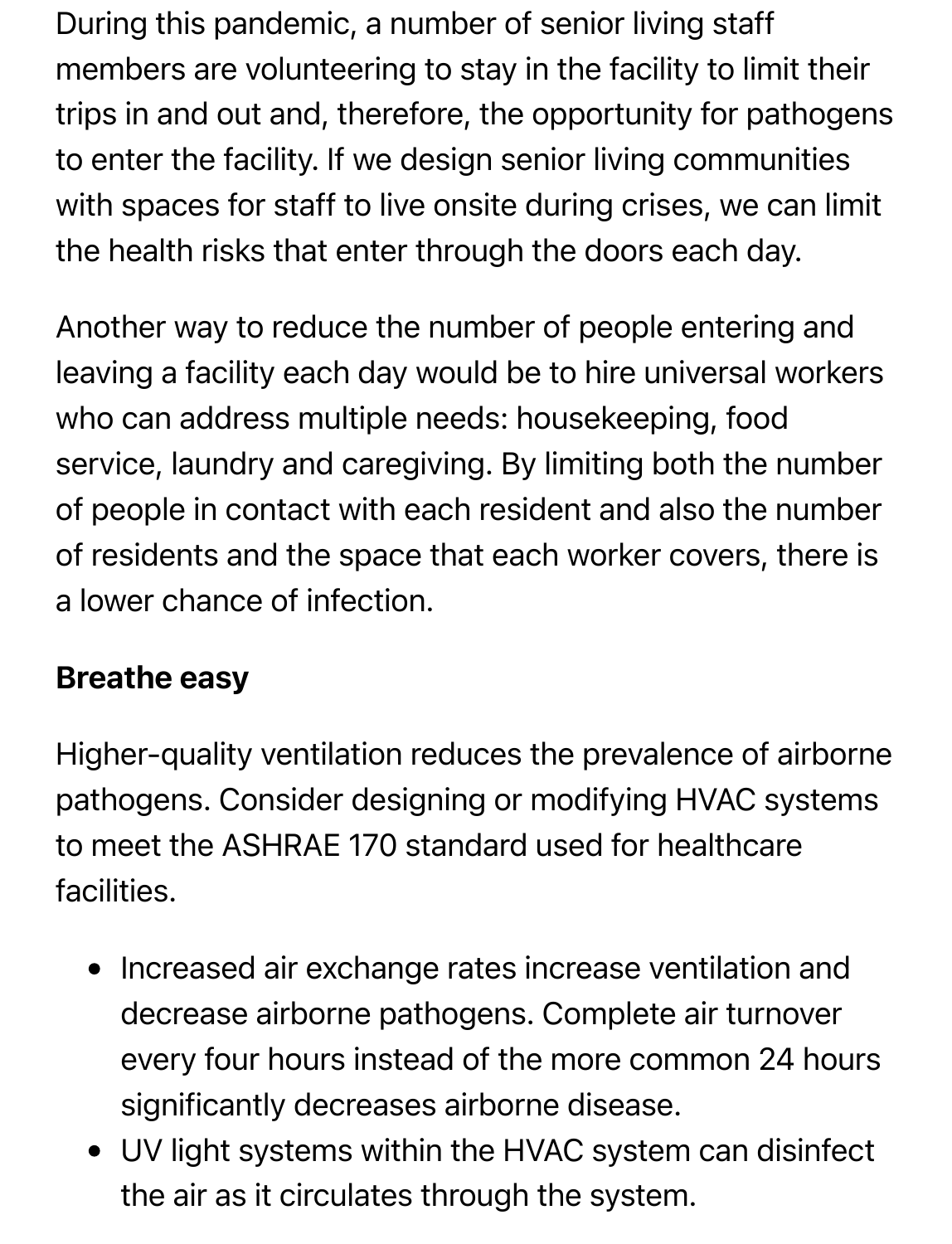During this pandemic, a number of senior living staff members are volunteering to stay in the facility to limit their trips in and out and, therefore, the opportunity for pathogens to enter the facility. If we design senior living communities with spaces for staff to live onsite during crises, we can limit the health risks that enter through the doors each day.

Another way to reduce the number of people entering and leaving a facility each day would be to hire universal workers who can address multiple needs: housekeeping, food service, laundry and caregiving. By limiting both the number of people in contact with each resident and also the number of residents and the space that each worker covers, there is a lower chance of infection.

## Breathe easy

Higher-quality ventilation reduces the prevalence of airborne pathogens. Consider designing or modifying HVAC systems to meet the ASHRAE 170 standard used for healthcare facilities.

- Increased air exchange rates increase ventilation and decrease airborne pathogens. Complete air turnover every four hours instead of the more common 24 hours significantly decreases airborne disease.
- UV light systems within the HVAC system can disinfect the air as it circulates through the system.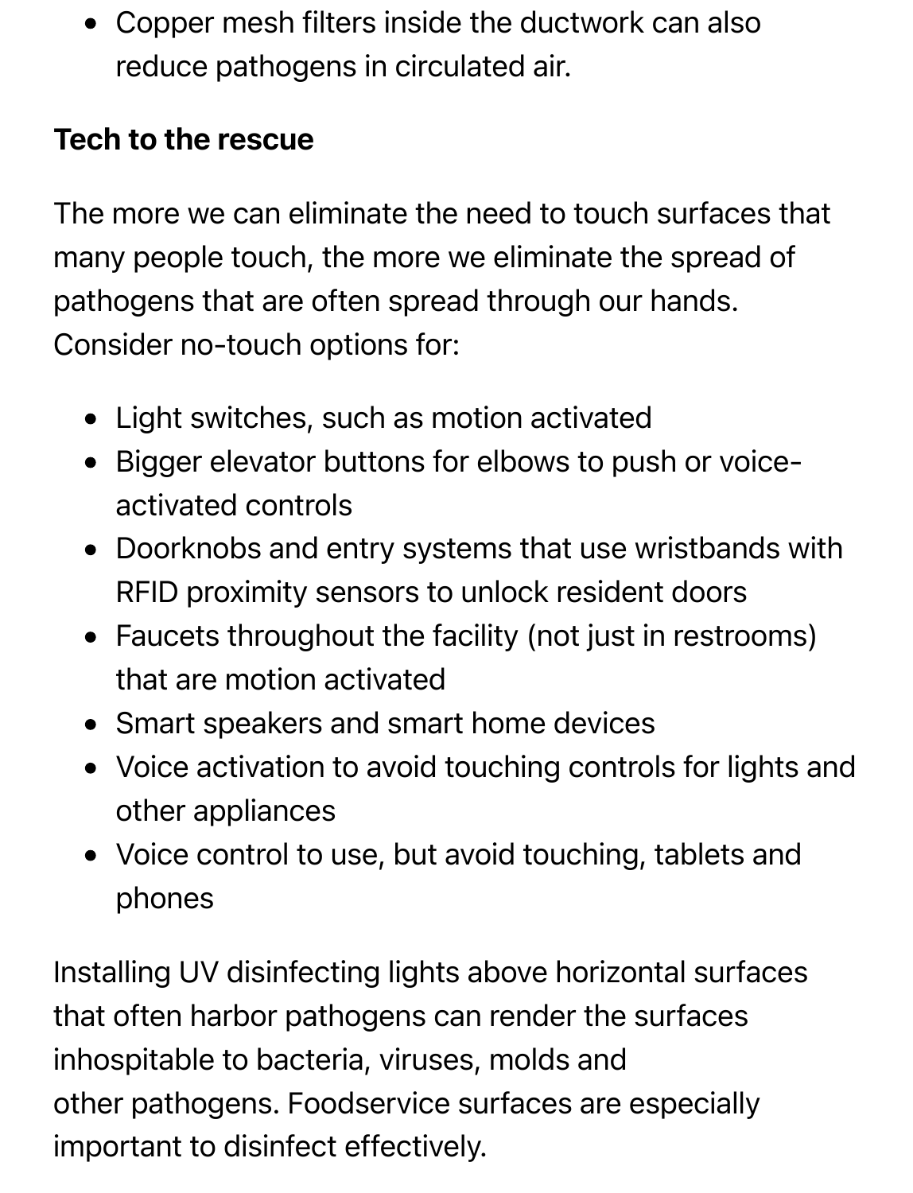- Copper mesh filters inside the ductwork can also reduce pathogens in circulated air.

**Tech to the rescue**

The more we can eliminate the need to touch surfaces that many people touch, the more we eliminate the spread of pathogens that are often spread through our hands. Consider no-touch options for:

- Light switches, such as motion activated
- Bigger elevator buttons for elbows to push or voice-activated controls
- Doorknobs and entry systems that use wristbands with RFID proximity sensors to unlock resident doors
- Faucets throughout the facility (not just in restrooms) that are motion activated
- Smart speakers and smart home devices
- Voice activation to avoid touching controls for lights and other appliances
- Voice control to use, but avoid touching, tablets and phones

Installing UV disinfecting lights above horizontal surfaces that often harbor pathogens can render the surfaces inhospitable to bacteria, viruses, molds and other pathogens. Foodservice surfaces are especially important to disinfect effectively.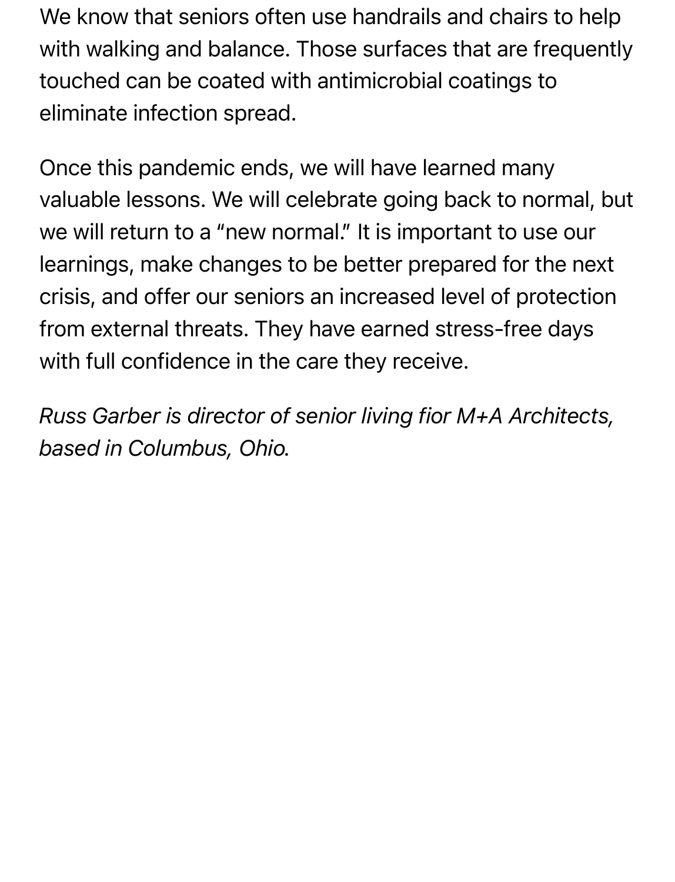We know that seniors often use handrails and chairs to help with walking and balance. Those surfaces that are frequently touched can be coated with antimicrobial coatings to eliminate infection spread.

Once this pandemic ends, we will have learned many valuable lessons. We will celebrate going back to normal, but we will return to a "new normal." It is important to use our learnings, make changes to be better prepared for the next crisis, and offer our seniors an increased level of protection from external threats. They have earned stress-free days with full confidence in the care they receive.

*Russ Garber is director of senior living fior M+A Architects, based in Columbus, Ohio.*